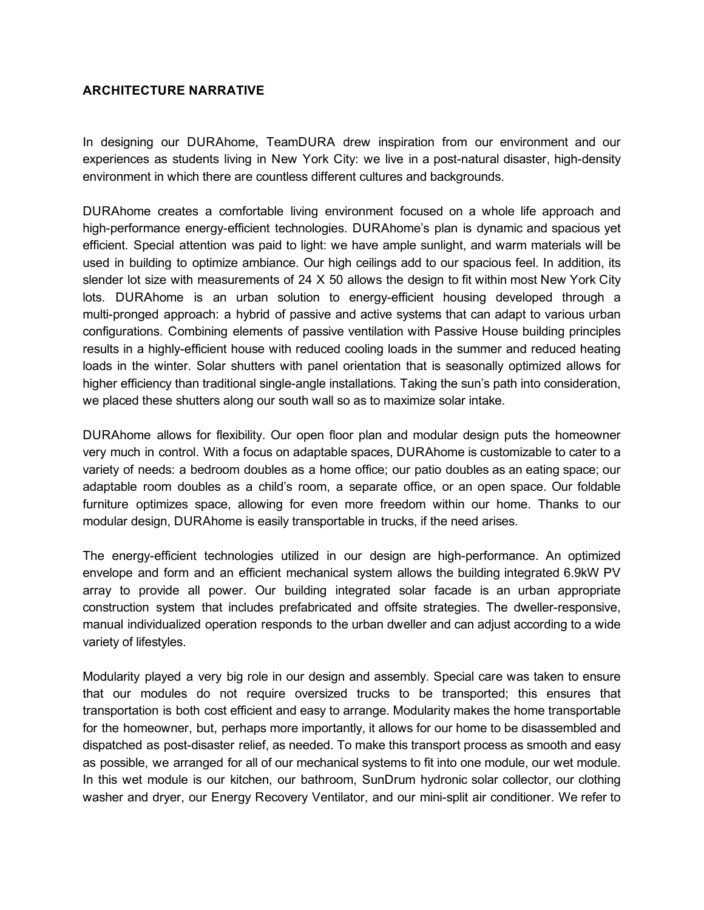## ARCHITECTURE NARRATIVE

In designing our DURAhome, TeamDURA drew inspiration from our environment and our experiences as students living in New York City: we live in a post-natural disaster, high-density environment in which there are countless different cultures and backgrounds.

DURAhome creates a comfortable living environment focused on a whole life approach and high-performance energy-efficient technologies. DURAhome's plan is dynamic and spacious yet efficient. Special attention was paid to light: we have ample sunlight, and warm materials will be used in building to optimize ambiance. Our high ceilings add to our spacious feel. In addition, its slender lot size with measurements of 24 X 50 allows the design to fit within most New York City lots. DURAhome is an urban solution to energy-efficient housing developed through a multi-pronged approach: a hybrid of passive and active systems that can adapt to various urban configurations. Combining elements of passive ventilation with Passive House building principles results in a highly-efficient house with reduced cooling loads in the summer and reduced heating loads in the winter. Solar shutters with panel orientation that is seasonally optimized allows for higher efficiency than traditional single-angle installations. Taking the sun's path into consideration, we placed these shutters along our south wall so as to maximize solar intake.

DURAhome allows for flexibility. Our open floor plan and modular design puts the homeowner very much in control. With a focus on adaptable spaces, DURAhome is customizable to cater to a variety of needs: a bedroom doubles as a home office; our patio doubles as an eating space; our adaptable room doubles as a child's room, a separate office, or an open space. Our foldable furniture optimizes space, allowing for even more freedom within our home. Thanks to our modular design, DURAhome is easily transportable in trucks, if the need arises.

The energy-efficient technologies utilized in our design are high-performance. An optimized envelope and form and an efficient mechanical system allows the building integrated 6.9kW PV array to provide all power. Our building integrated solar facade is an urban appropriate construction system that includes prefabricated and offsite strategies. The dweller-responsive, manual individualized operation responds to the urban dweller and can adjust according to a wide variety of lifestyles.

Modularity played a very big role in our design and assembly. Special care was taken to ensure that our modules do not require oversized trucks to be transported; this ensures that transportation is both cost efficient and easy to arrange. Modularity makes the home transportable for the homeowner, but, perhaps more importantly, it allows for our home to be disassembled and dispatched as post-disaster relief, as needed. To make this transport process as smooth and easy as possible, we arranged for all of our mechanical systems to fit into one module, our wet module. In this wet module is our kitchen, our bathroom, SunDrum hydronic solar collector, our clothing washer and dryer, our Energy Recovery Ventilator, and our mini-split air conditioner. We refer to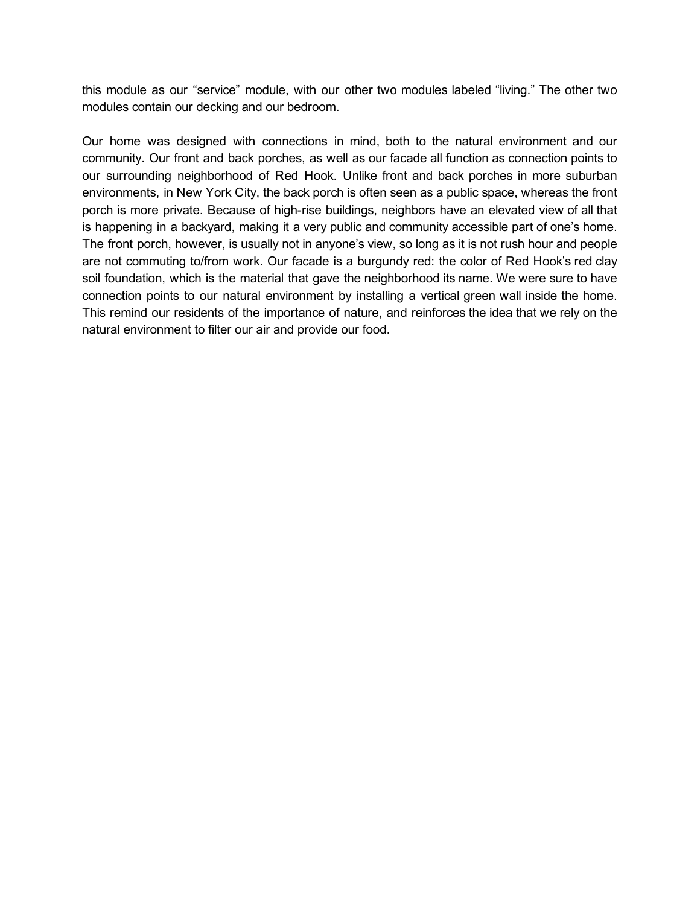this module as our “service” module, with our other two modules labeled “living.” The other two modules contain our decking and our bedroom.

Our home was designed with connections in mind, both to the natural environment and our community. Our front and back porches, as well as our facade all function as connection points to our surrounding neighborhood of Red Hook. Unlike front and back porches in more suburban environments, in New York City, the back porch is often seen as a public space, whereas the front porch is more private. Because of high-rise buildings, neighbors have an elevated view of all that is happening in a backyard, making it a very public and community accessible part of one’s home. The front porch, however, is usually not in anyone’s view, so long as it is not rush hour and people are not commuting to/from work. Our facade is a burgundy red: the color of Red Hook’s red clay soil foundation, which is the material that gave the neighborhood its name. We were sure to have connection points to our natural environment by installing a vertical green wall inside the home. This remind our residents of the importance of nature, and reinforces the idea that we rely on the natural environment to filter our air and provide our food.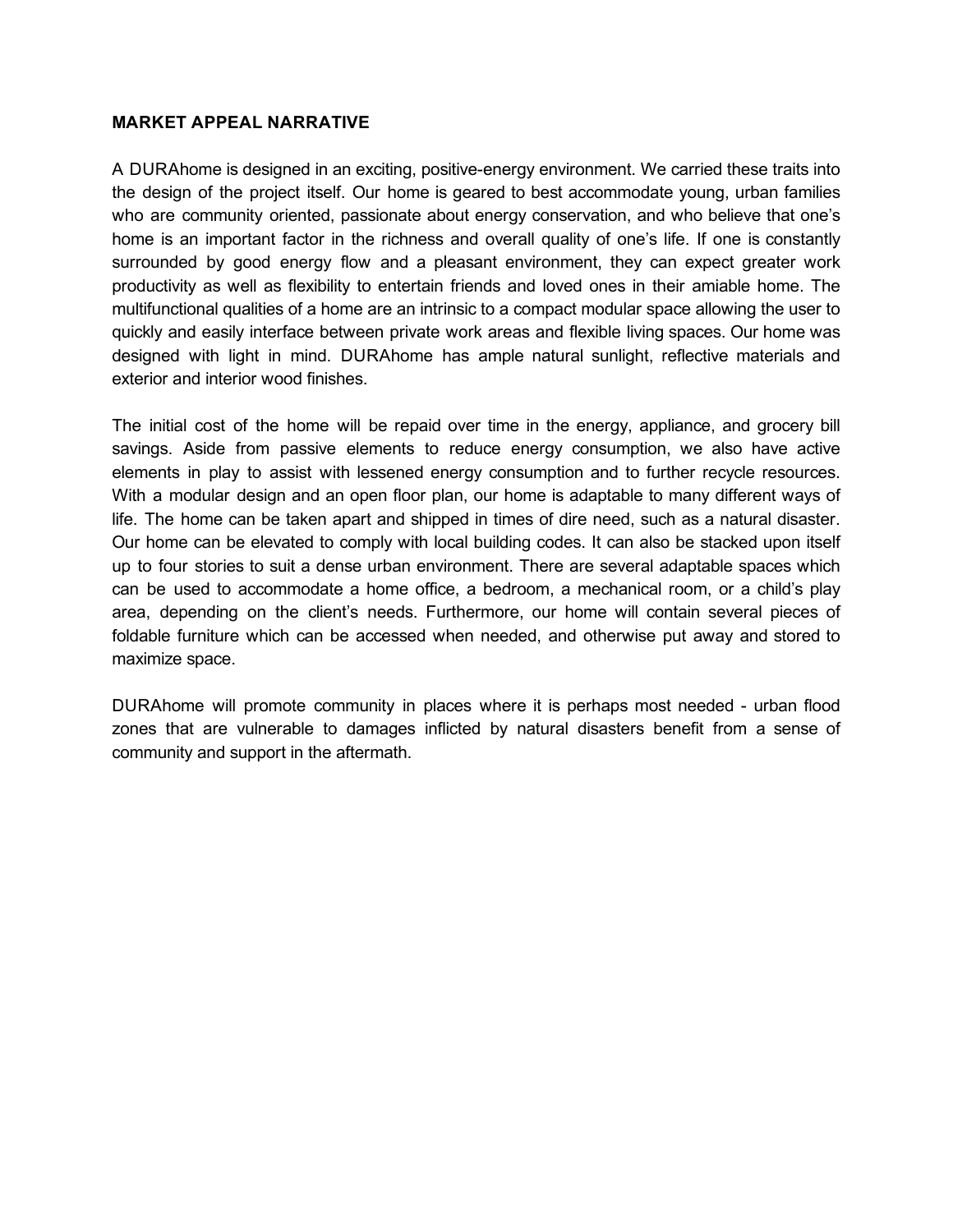**MARKET APPEAL NARRATIVE**

A DURAhome is designed in an exciting, positive-energy environment. We carried these traits into the design of the project itself. Our home is geared to best accommodate young, urban families who are community oriented, passionate about energy conservation, and who believe that one's home is an important factor in the richness and overall quality of one's life. If one is constantly surrounded by good energy flow and a pleasant environment, they can expect greater work productivity as well as flexibility to entertain friends and loved ones in their amiable home. The multifunctional qualities of a home are an intrinsic to a compact modular space allowing the user to quickly and easily interface between private work areas and flexible living spaces. Our home was designed with light in mind. DURAhome has ample natural sunlight, reflective materials and exterior and interior wood finishes.

The initial cost of the home will be repaid over time in the energy, appliance, and grocery bill savings. Aside from passive elements to reduce energy consumption, we also have active elements in play to assist with lessened energy consumption and to further recycle resources. With a modular design and an open floor plan, our home is adaptable to many different ways of life. The home can be taken apart and shipped in times of dire need, such as a natural disaster. Our home can be elevated to comply with local building codes. It can also be stacked upon itself up to four stories to suit a dense urban environment. There are several adaptable spaces which can be used to accommodate a home office, a bedroom, a mechanical room, or a child's play area, depending on the client's needs. Furthermore, our home will contain several pieces of foldable furniture which can be accessed when needed, and otherwise put away and stored to maximize space.

DURAhome will promote community in places where it is perhaps most needed - urban flood zones that are vulnerable to damages inflicted by natural disasters benefit from a sense of community and support in the aftermath.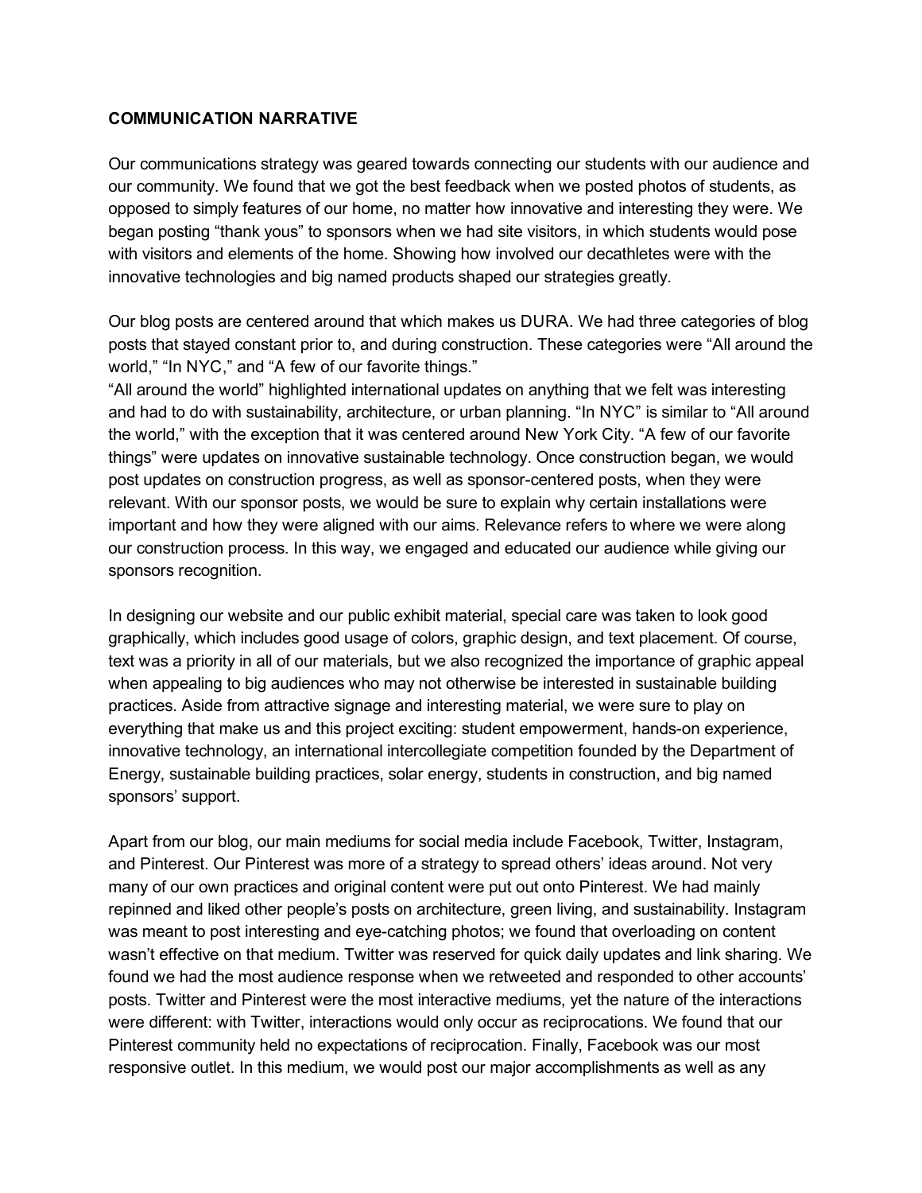**COMMUNICATION NARRATIVE**

Our communications strategy was geared towards connecting our students with our audience and our community. We found that we got the best feedback when we posted photos of students, as opposed to simply features of our home, no matter how innovative and interesting they were. We began posting "thank yous" to sponsors when we had site visitors, in which students would pose with visitors and elements of the home. Showing how involved our decathletes were with the innovative technologies and big named products shaped our strategies greatly.

Our blog posts are centered around that which makes us DURA. We had three categories of blog posts that stayed constant prior to, and during construction. These categories were "All around the world," "In NYC," and "A few of our favorite things."
"All around the world" highlighted international updates on anything that we felt was interesting and had to do with sustainability, architecture, or urban planning. "In NYC" is similar to "All around the world," with the exception that it was centered around New York City. "A few of our favorite things" were updates on innovative sustainable technology. Once construction began, we would post updates on construction progress, as well as sponsor-centered posts, when they were relevant. With our sponsor posts, we would be sure to explain why certain installations were important and how they were aligned with our aims. Relevance refers to where we were along our construction process. In this way, we engaged and educated our audience while giving our sponsors recognition.

In designing our website and our public exhibit material, special care was taken to look good graphically, which includes good usage of colors, graphic design, and text placement. Of course, text was a priority in all of our materials, but we also recognized the importance of graphic appeal when appealing to big audiences who may not otherwise be interested in sustainable building practices. Aside from attractive signage and interesting material, we were sure to play on everything that make us and this project exciting: student empowerment, hands-on experience, innovative technology, an international intercollegiate competition founded by the Department of Energy, sustainable building practices, solar energy, students in construction, and big named sponsors' support.

Apart from our blog, our main mediums for social media include Facebook, Twitter, Instagram, and Pinterest. Our Pinterest was more of a strategy to spread others' ideas around. Not very many of our own practices and original content were put out onto Pinterest. We had mainly repinned and liked other people's posts on architecture, green living, and sustainability. Instagram was meant to post interesting and eye-catching photos; we found that overloading on content wasn't effective on that medium. Twitter was reserved for quick daily updates and link sharing. We found we had the most audience response when we retweeted and responded to other accounts' posts. Twitter and Pinterest were the most interactive mediums, yet the nature of the interactions were different: with Twitter, interactions would only occur as reciprocations. We found that our Pinterest community held no expectations of reciprocation. Finally, Facebook was our most responsive outlet. In this medium, we would post our major accomplishments as well as any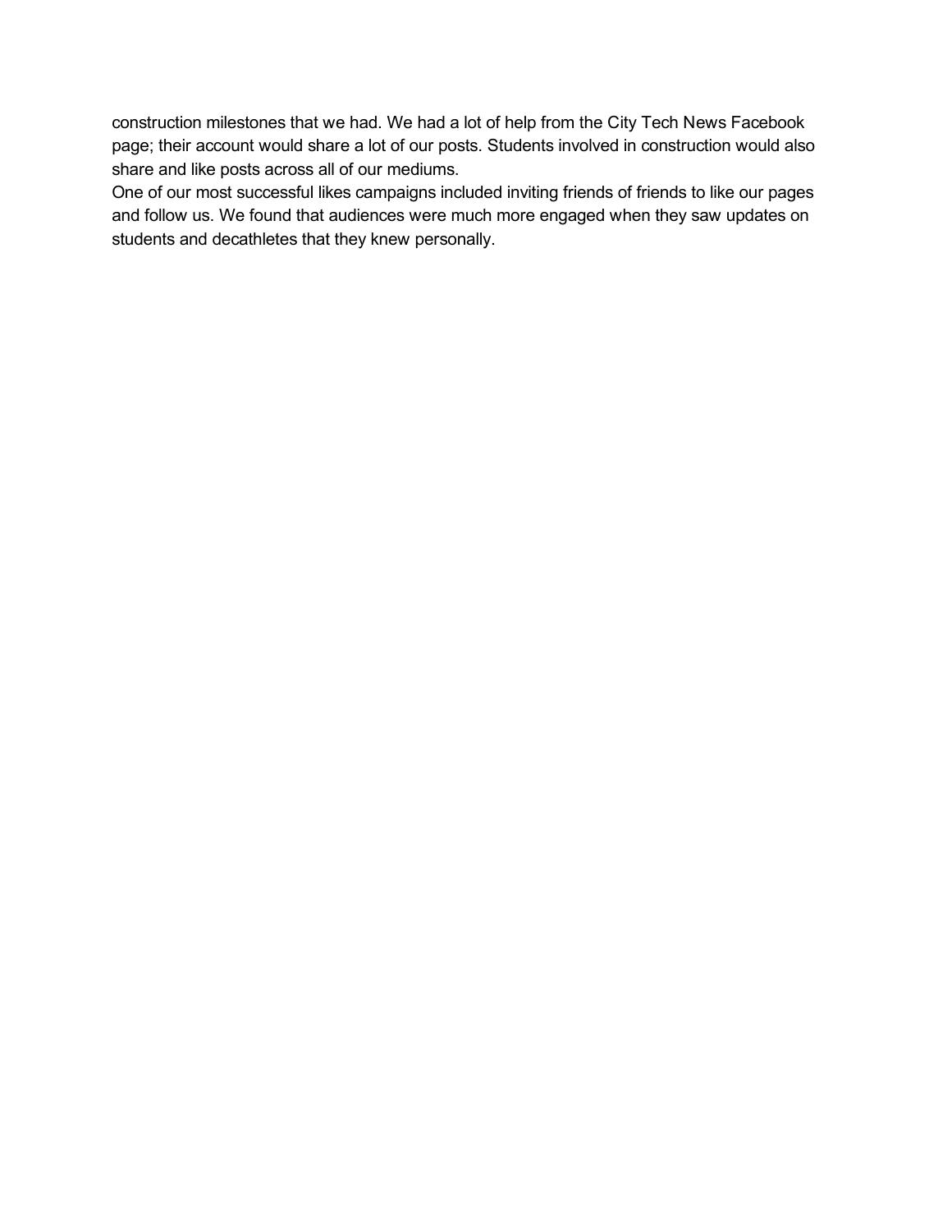construction milestones that we had. We had a lot of help from the City Tech News Facebook page; their account would share a lot of our posts. Students involved in construction would also share and like posts across all of our mediums.

One of our most successful likes campaigns included inviting friends of friends to like our pages and follow us. We found that audiences were much more engaged when they saw updates on students and decathletes that they knew personally.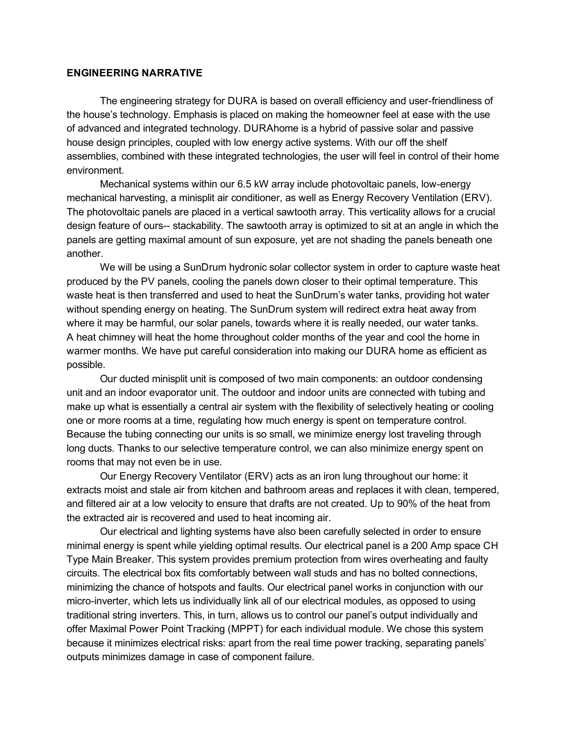## ENGINEERING NARRATIVE

The engineering strategy for DURA is based on overall efficiency and user-friendliness of the house's technology. Emphasis is placed on making the homeowner feel at ease with the use of advanced and integrated technology. DURAhome is a hybrid of passive solar and passive house design principles, coupled with low energy active systems. With our off the shelf assemblies, combined with these integrated technologies, the user will feel in control of their home environment.

Mechanical systems within our 6.5 kW array include photovoltaic panels, low-energy mechanical harvesting, a minisplit air conditioner, as well as Energy Recovery Ventilation (ERV). The photovoltaic panels are placed in a vertical sawtooth array. This verticality allows for a crucial design feature of ours-- stackability. The sawtooth array is optimized to sit at an angle in which the panels are getting maximal amount of sun exposure, yet are not shading the panels beneath one another.

We will be using a SunDrum hydronic solar collector system in order to capture waste heat produced by the PV panels, cooling the panels down closer to their optimal temperature. This waste heat is then transferred and used to heat the SunDrum's water tanks, providing hot water without spending energy on heating. The SunDrum system will redirect extra heat away from where it may be harmful, our solar panels, towards where it is really needed, our water tanks. A heat chimney will heat the home throughout colder months of the year and cool the home in warmer months. We have put careful consideration into making our DURA home as efficient as possible.

Our ducted minisplit unit is composed of two main components: an outdoor condensing unit and an indoor evaporator unit. The outdoor and indoor units are connected with tubing and make up what is essentially a central air system with the flexibility of selectively heating or cooling one or more rooms at a time, regulating how much energy is spent on temperature control. Because the tubing connecting our units is so small, we minimize energy lost traveling through long ducts. Thanks to our selective temperature control, we can also minimize energy spent on rooms that may not even be in use.

Our Energy Recovery Ventilator (ERV) acts as an iron lung throughout our home: it extracts moist and stale air from kitchen and bathroom areas and replaces it with clean, tempered, and filtered air at a low velocity to ensure that drafts are not created. Up to 90% of the heat from the extracted air is recovered and used to heat incoming air.

Our electrical and lighting systems have also been carefully selected in order to ensure minimal energy is spent while yielding optimal results. Our electrical panel is a 200 Amp space CH Type Main Breaker. This system provides premium protection from wires overheating and faulty circuits. The electrical box fits comfortably between wall studs and has no bolted connections, minimizing the chance of hotspots and faults. Our electrical panel works in conjunction with our micro-inverter, which lets us individually link all of our electrical modules, as opposed to using traditional string inverters. This, in turn, allows us to control our panel's output individually and offer Maximal Power Point Tracking (MPPT) for each individual module. We chose this system because it minimizes electrical risks: apart from the real time power tracking, separating panels' outputs minimizes damage in case of component failure.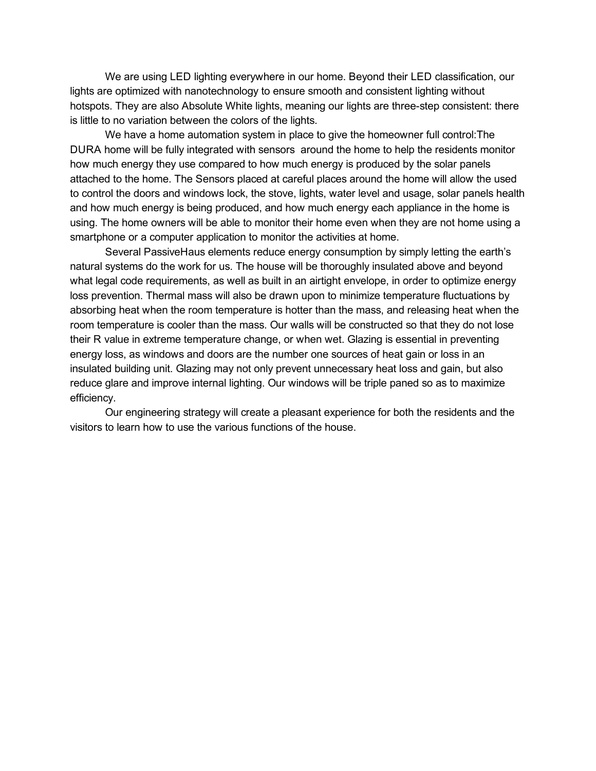We are using LED lighting everywhere in our home. Beyond their LED classification, our lights are optimized with nanotechnology to ensure smooth and consistent lighting without hotspots. They are also Absolute White lights, meaning our lights are three-step consistent: there is little to no variation between the colors of the lights.

We have a home automation system in place to give the homeowner full control:The DURA home will be fully integrated with sensors around the home to help the residents monitor how much energy they use compared to how much energy is produced by the solar panels attached to the home. The Sensors placed at careful places around the home will allow the used to control the doors and windows lock, the stove, lights, water level and usage, solar panels health and how much energy is being produced, and how much energy each appliance in the home is using. The home owners will be able to monitor their home even when they are not home using a smartphone or a computer application to monitor the activities at home.

Several PassiveHaus elements reduce energy consumption by simply letting the earth's natural systems do the work for us. The house will be thoroughly insulated above and beyond what legal code requirements, as well as built in an airtight envelope, in order to optimize energy loss prevention. Thermal mass will also be drawn upon to minimize temperature fluctuations by absorbing heat when the room temperature is hotter than the mass, and releasing heat when the room temperature is cooler than the mass. Our walls will be constructed so that they do not lose their R value in extreme temperature change, or when wet. Glazing is essential in preventing energy loss, as windows and doors are the number one sources of heat gain or loss in an insulated building unit. Glazing may not only prevent unnecessary heat loss and gain, but also reduce glare and improve internal lighting. Our windows will be triple paned so as to maximize efficiency.

Our engineering strategy will create a pleasant experience for both the residents and the visitors to learn how to use the various functions of the house.